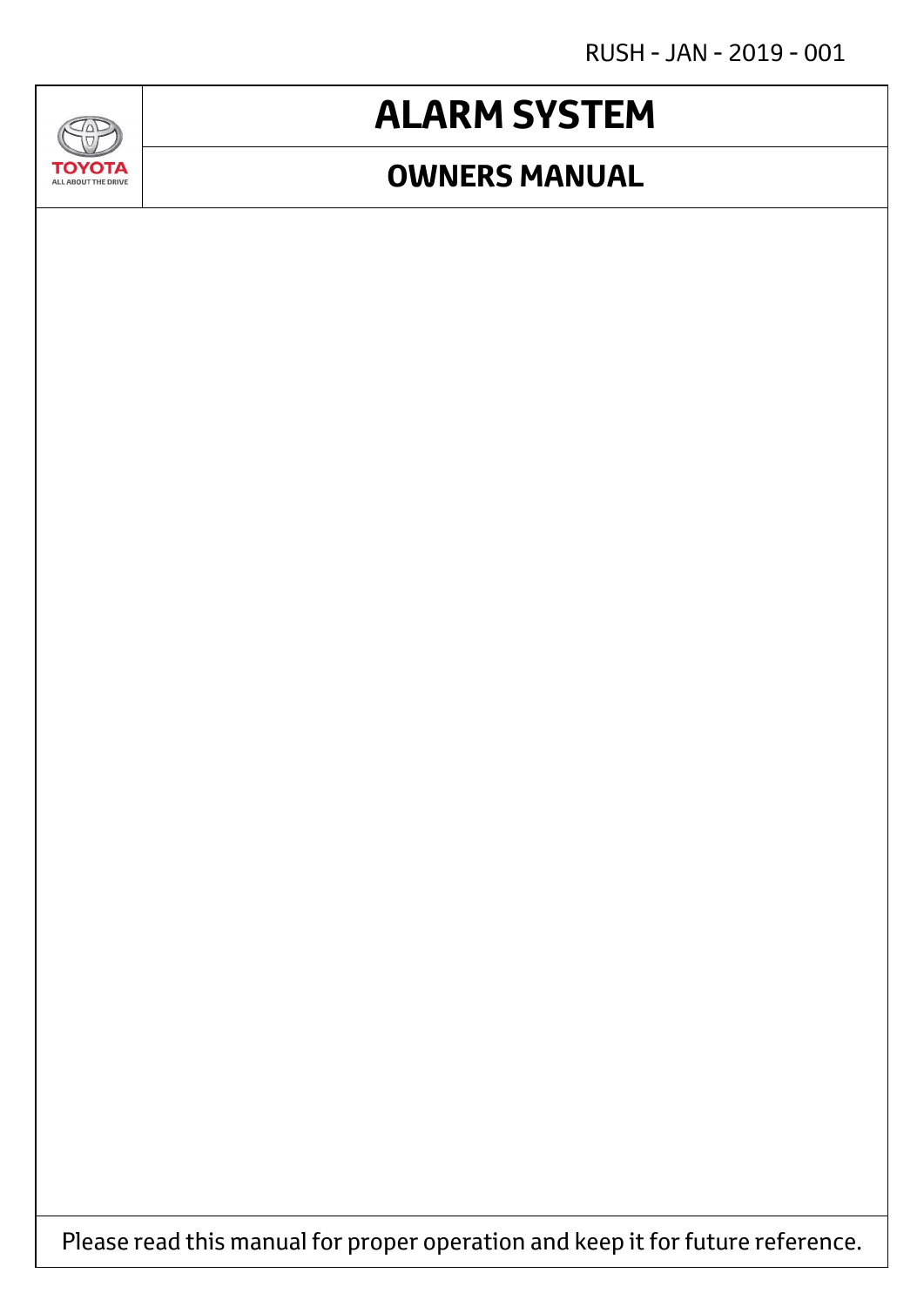RUSH - JAN - 2019 - 001

TOYOTA
ALL ABOUT THE DRIVE

# ALARM SYSTEM

## OWNERS MANUAL

Please read this manual for proper operation and keep it for future reference.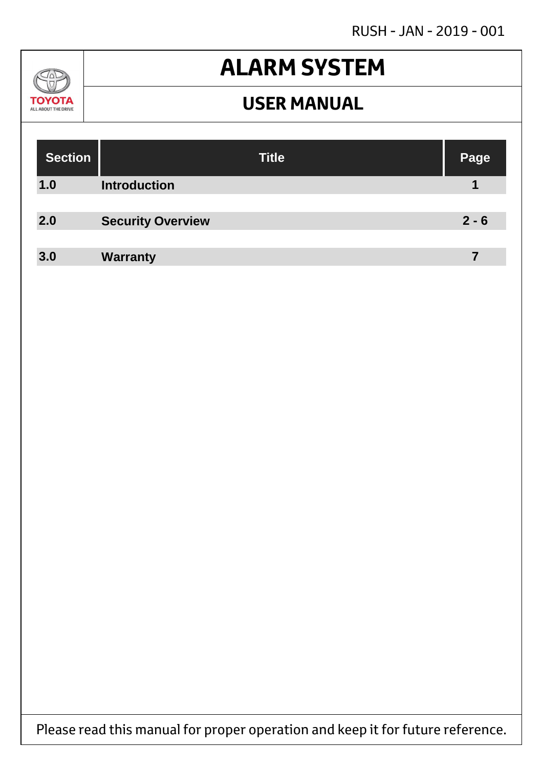RUSH - JAN - 2019 - 001

TOYOTA
ALL ABOUT THE DRIVE

# ALARM SYSTEM

## USER MANUAL

| Section | Title | Page |
|---|---|---|
| 1.0 | Introduction | 1 |
| 2.0 | Security Overview | 2 - 6 |
| 3.0 | Warranty | 7 |

Please read this manual for proper operation and keep it for future reference.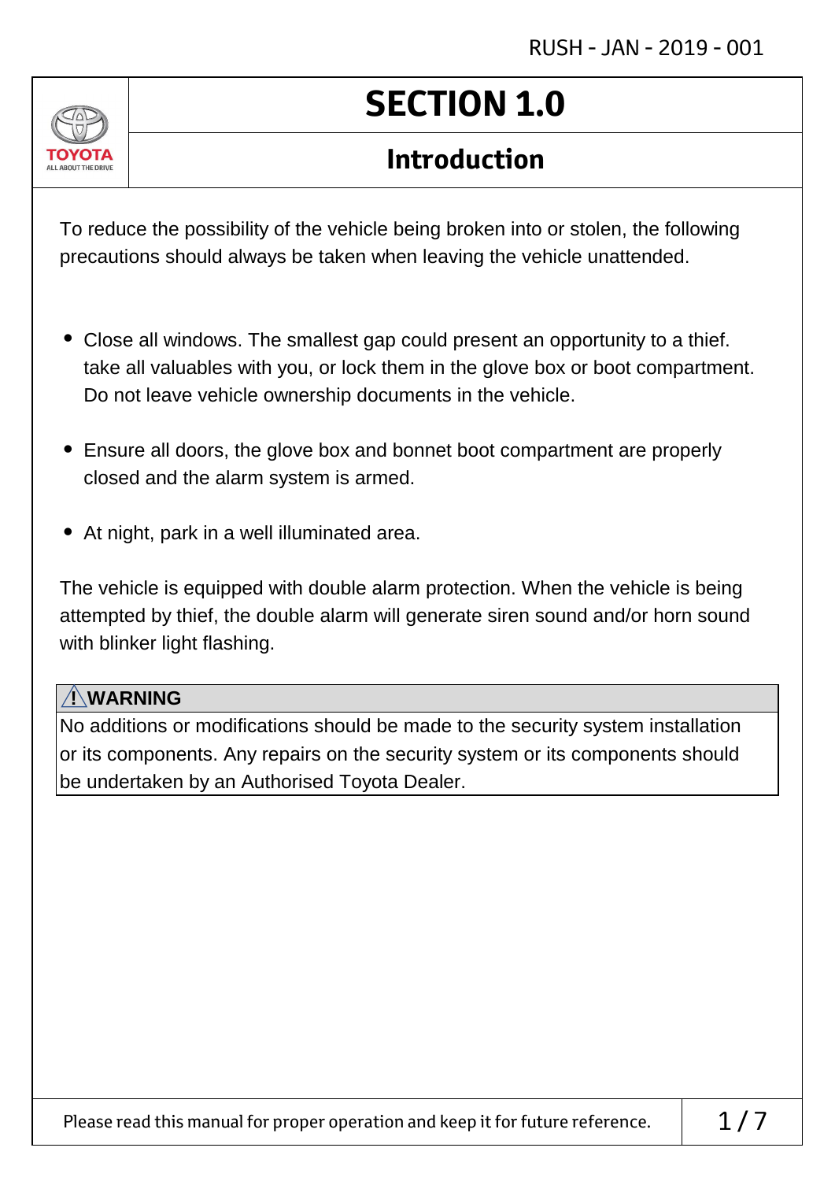# SECTION 1.0

## Introduction

To reduce the possibility of the vehicle being broken into or stolen, the following precautions should always be taken when leaving the vehicle unattended.

- Close all windows. The smallest gap could present an opportunity to a thief. take all valuables with you, or lock them in the glove box or boot compartment. Do not leave vehicle ownership documents in the vehicle.
- Ensure all doors, the glove box and bonnet boot compartment are properly closed and the alarm system is armed.
- At night, park in a well illuminated area.

The vehicle is equipped with double alarm protection. When the vehicle is being attempted by thief, the double alarm will generate siren sound and/or horn sound with blinker light flashing.

**⚠ WARNING**

No additions or modifications should be made to the security system installation or its components. Any repairs on the security system or its components should be undertaken by an Authorised Toyota Dealer.

Please read this manual for proper operation and keep it for future reference.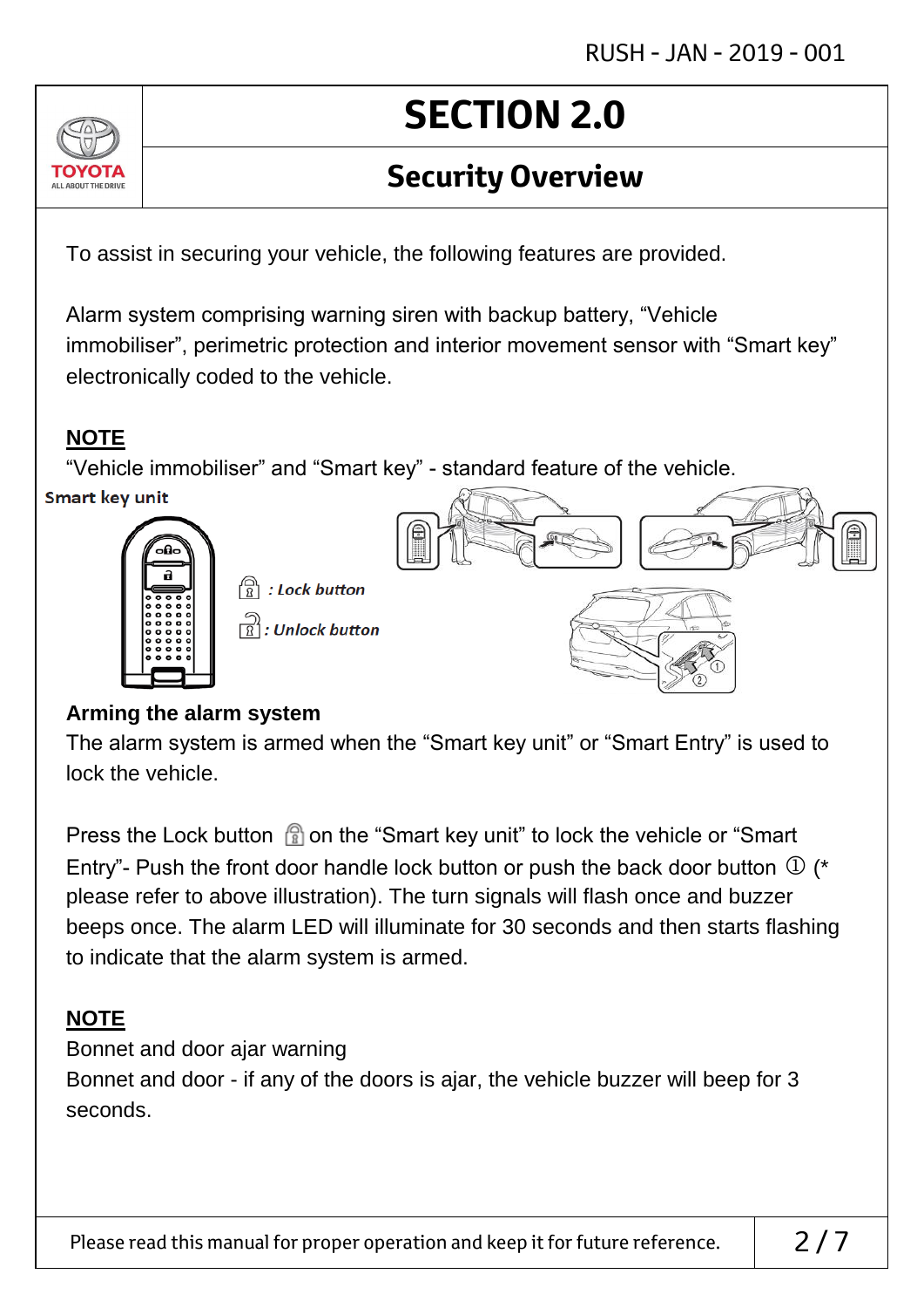# SECTION 2.0

## Security Overview

To assist in securing your vehicle, the following features are provided.

Alarm system comprising warning siren with backup battery, “Vehicle immobiliser”, perimetric protection and interior movement sensor with “Smart key” electronically coded to the vehicle.

**NOTE**

“Vehicle immobiliser” and “Smart key” - standard feature of the vehicle.

**Smart key unit**

*: Lock button*

*: Unlock button*

### Arming the alarm system

The alarm system is armed when the “Smart key unit” or “Smart Entry” is used to lock the vehicle.

Press the Lock button on the “Smart key unit” to lock the vehicle or “Smart Entry”- Push the front door handle lock button or push the back door button ① (* please refer to above illustration). The turn signals will flash once and buzzer beeps once. The alarm LED will illuminate for 30 seconds and then starts flashing to indicate that the alarm system is armed.

**NOTE**

Bonnet and door ajar warning

Bonnet and door - if any of the doors is ajar, the vehicle buzzer will beep for 3 seconds.

Please read this manual for proper operation and keep it for future reference.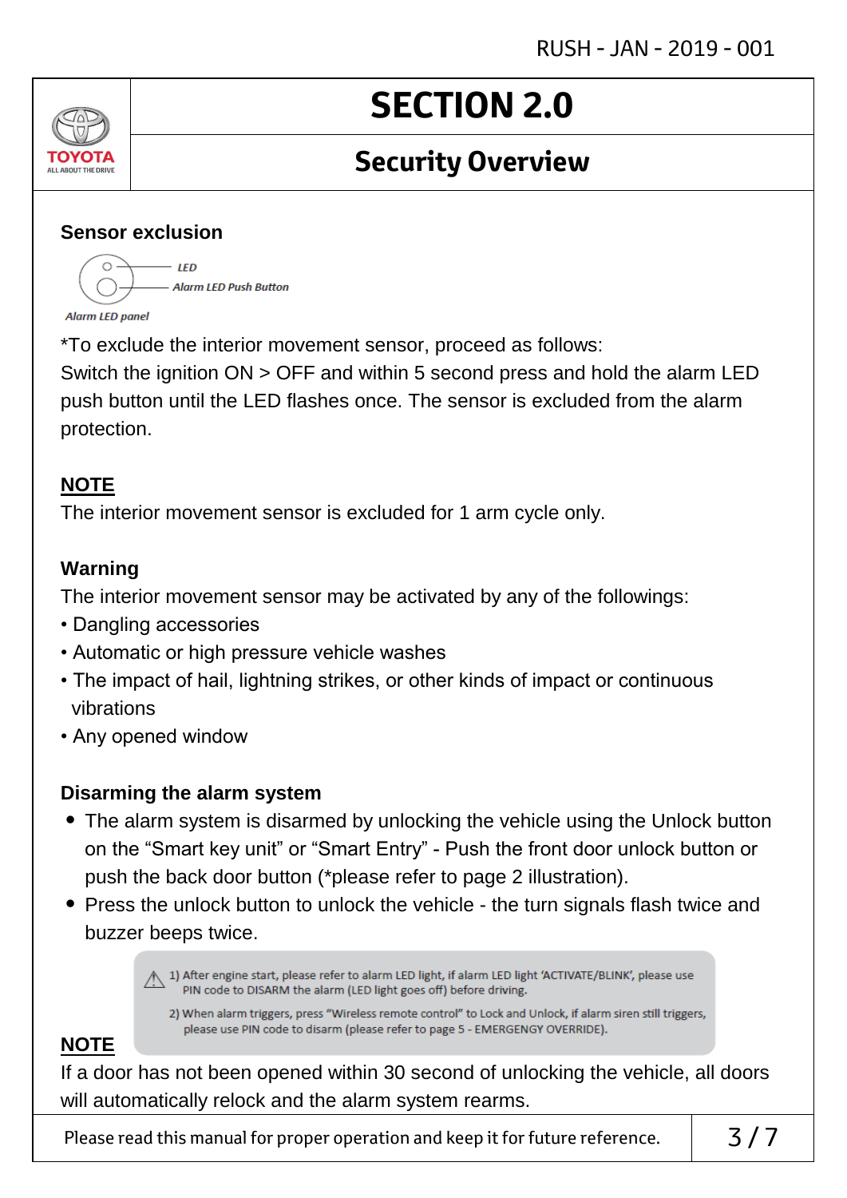# SECTION 2.0

## Security Overview

### Sensor exclusion

LED

Alarm LED Push Button

Alarm LED panel

*To exclude the interior movement sensor, proceed as follows:
Switch the ignition ON > OFF and within 5 second press and hold the alarm LED push button until the LED flashes once. The sensor is excluded from the alarm protection.

**NOTE**

The interior movement sensor is excluded for 1 arm cycle only.

**Warning**

The interior movement sensor may be activated by any of the followings:

- Dangling accessories
- Automatic or high pressure vehicle washes
- The impact of hail, lightning strikes, or other kinds of impact or continuous vibrations
- Any opened window

### Disarming the alarm system

- The alarm system is disarmed by unlocking the vehicle using the Unlock button on the "Smart key unit" or "Smart Entry" - Push the front door unlock button or push the back door button (*please refer to page 2 illustration).
- Press the unlock button to unlock the vehicle - the turn signals flash twice and buzzer beeps twice.

⚠ 1) After engine start, please refer to alarm LED light, if alarm LED light 'ACTIVATE/BLINK', please use PIN code to DISARM the alarm (LED light goes off) before driving.

2) When alarm triggers, press "Wireless remote control" to Lock and Unlock, if alarm siren still triggers, please use PIN code to disarm (please refer to page 5 - EMERGENGY OVERRIDE).

**NOTE**

If a door has not been opened within 30 second of unlocking the vehicle, all doors will automatically relock and the alarm system rearms.

Please read this manual for proper operation and keep it for future reference.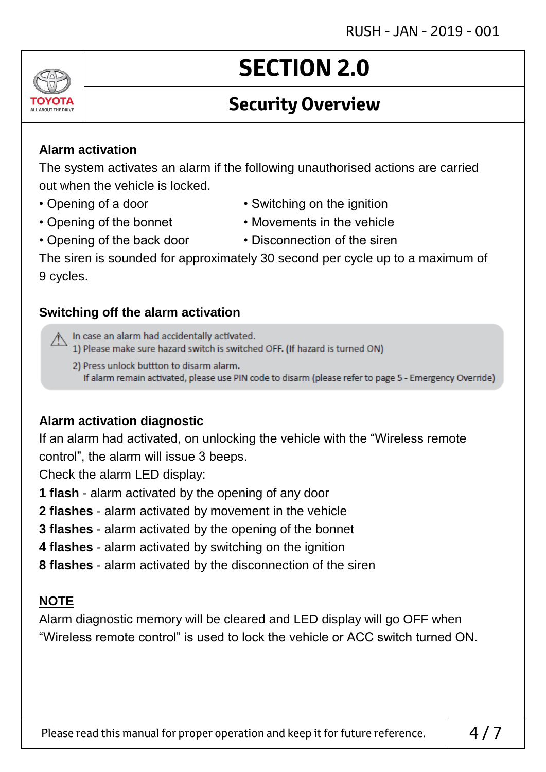# SECTION 2.0

## Security Overview

### Alarm activation

The system activates an alarm if the following unauthorised actions are carried out when the vehicle is locked.

- Opening of a door
- Opening of the bonnet
- Opening of the back door
- Switching on the ignition
- Movements in the vehicle
- Disconnection of the siren

The siren is sounded for approximately 30 second per cycle up to a maximum of 9 cycles.

### Switching off the alarm activation

⚠ In case an alarm had accidentally activated.
1) Please make sure hazard switch is switched OFF. (If hazard is turned ON)
2) Press unlock buttton to disarm alarm.
If alarm remain activated, please use PIN code to disarm (please refer to page 5 - Emergency Override)

### Alarm activation diagnostic

If an alarm had activated, on unlocking the vehicle with the "Wireless remote control", the alarm will issue 3 beeps.

Check the alarm LED display:

**1 flash** - alarm activated by the opening of any door
**2 flashes** - alarm activated by movement in the vehicle
**3 flashes** - alarm activated by the opening of the bonnet
**4 flashes** - alarm activated by switching on the ignition
**8 flashes** - alarm activated by the disconnection of the siren

**NOTE**

Alarm diagnostic memory will be cleared and LED display will go OFF when "Wireless remote control" is used to lock the vehicle or ACC switch turned ON.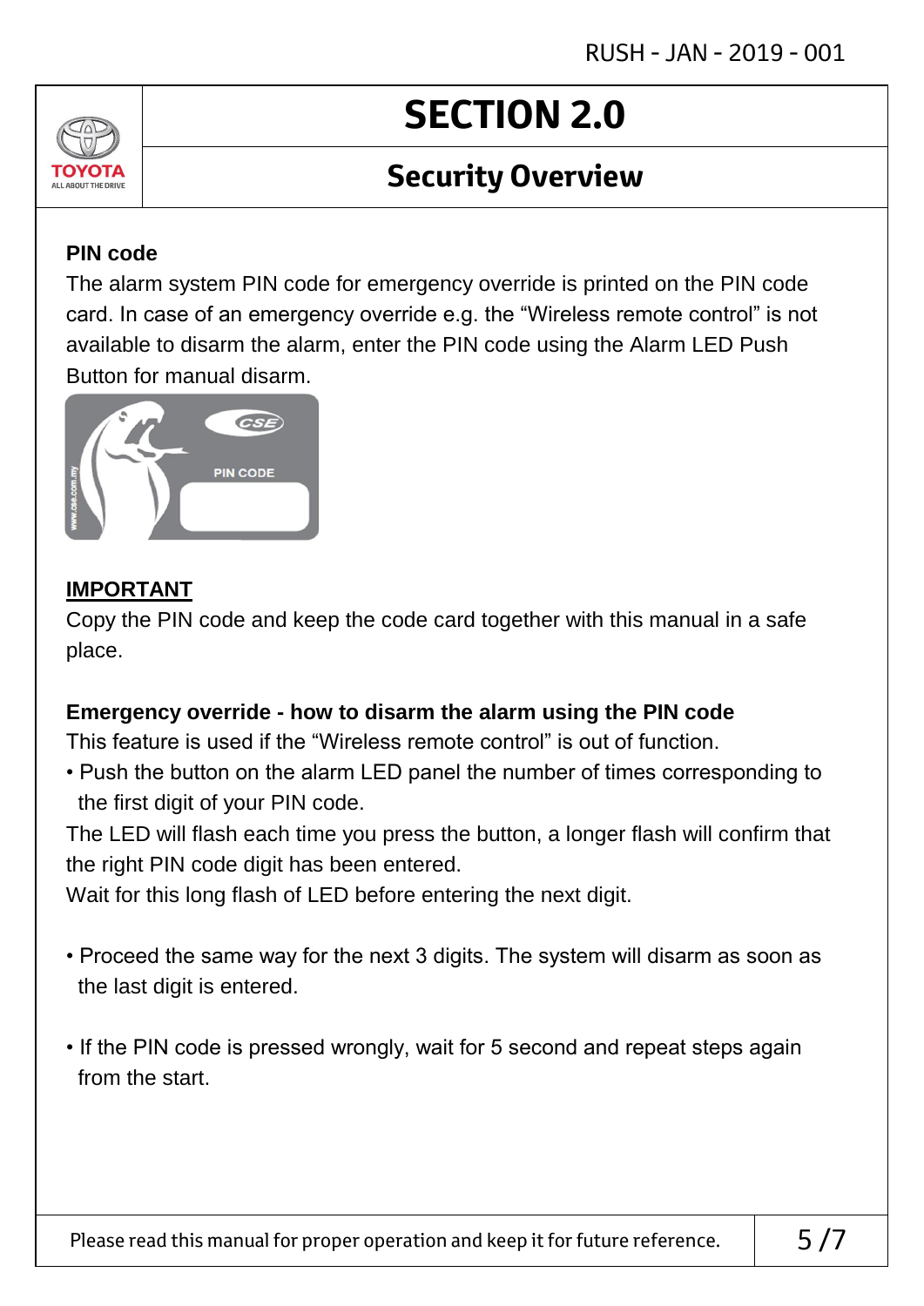# SECTION 2.0

## Security Overview

**PIN code**

The alarm system PIN code for emergency override is printed on the PIN code card. In case of an emergency override e.g. the "Wireless remote control" is not available to disarm the alarm, enter the PIN code using the Alarm LED Push Button for manual disarm.

**IMPORTANT**

Copy the PIN code and keep the code card together with this manual in a safe place.

**Emergency override - how to disarm the alarm using the PIN code**

This feature is used if the "Wireless remote control" is out of function.

- Push the button on the alarm LED panel the number of times corresponding to the first digit of your PIN code.

The LED will flash each time you press the button, a longer flash will confirm that the right PIN code digit has been entered.

Wait for this long flash of LED before entering the next digit.

- Proceed the same way for the next 3 digits. The system will disarm as soon as the last digit is entered.

- If the PIN code is pressed wrongly, wait for 5 second and repeat steps again from the start.

Please read this manual for proper operation and keep it for future reference.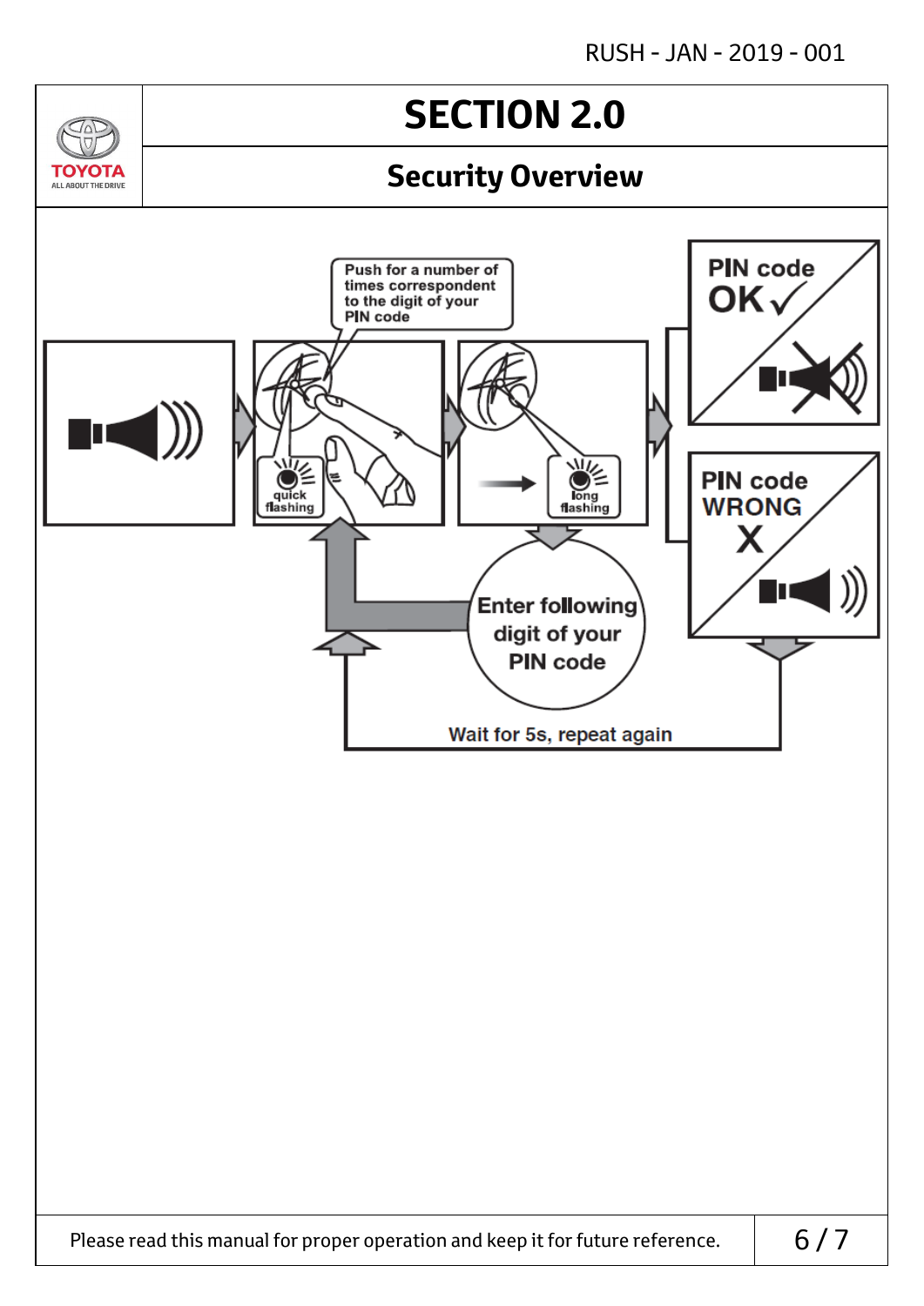# SECTION 2.0

## Security Overview

Push for a number of times correspondent to the digit of your PIN code

quick flashing

long flashing

PIN code OK ✓

PIN code WRONG X

Enter following digit of your PIN code

Wait for 5s, repeat again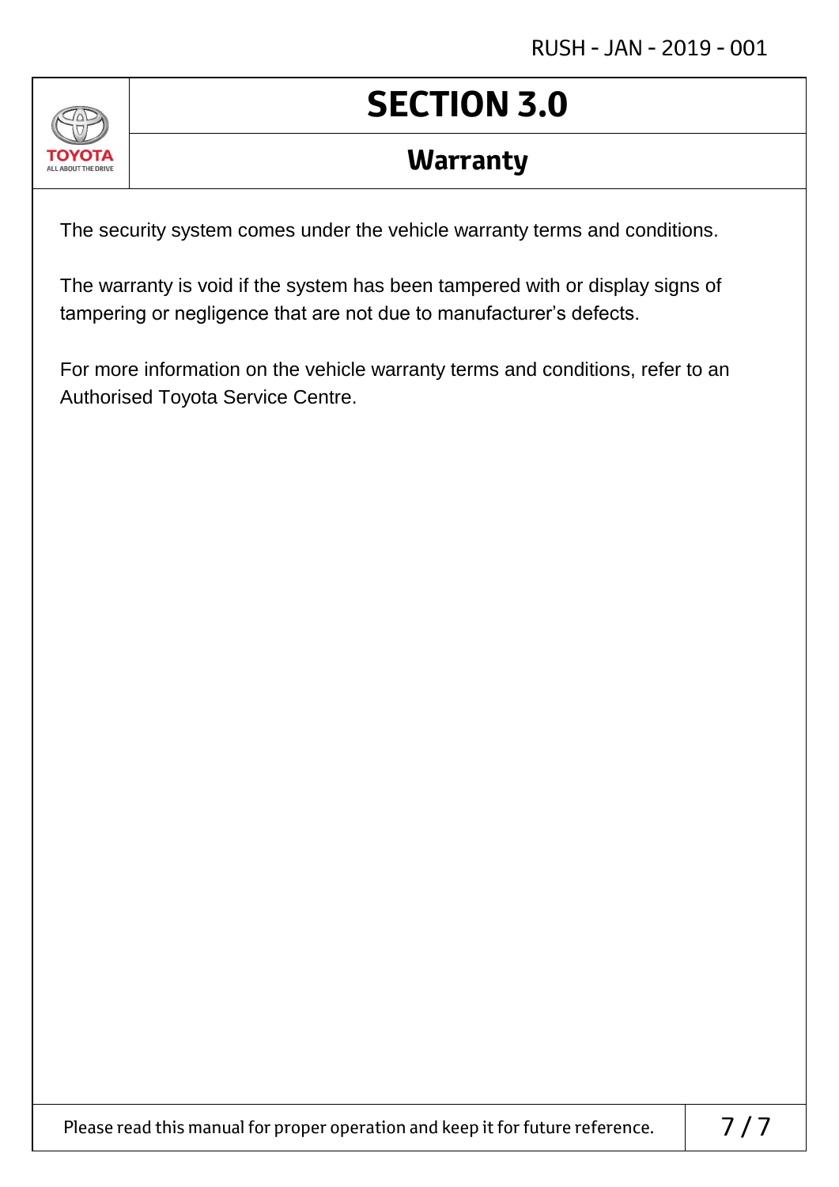# SECTION 3.0

## Warranty

The security system comes under the vehicle warranty terms and conditions.

The warranty is void if the system has been tampered with or display signs of tampering or negligence that are not due to manufacturer's defects.

For more information on the vehicle warranty terms and conditions, refer to an Authorised Toyota Service Centre.